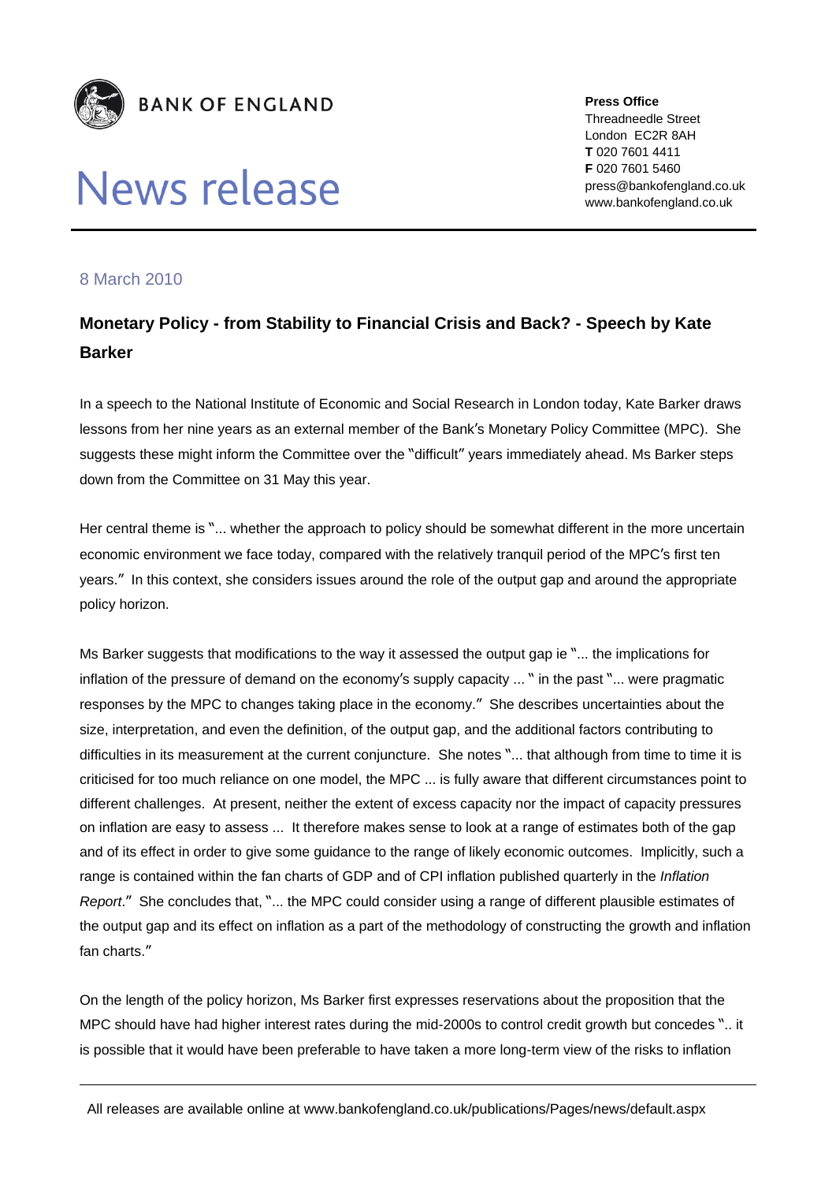**BANK OF ENGLAND**

# News release

**Press Office**
Threadneedle Street
London EC2R 8AH
**T** 020 7601 4411
**F** 020 7601 5460
press@bankofengland.co.uk
www.bankofengland.co.uk

8 March 2010

## Monetary Policy - from Stability to Financial Crisis and Back? - Speech by Kate Barker

In a speech to the National Institute of Economic and Social Research in London today, Kate Barker draws lessons from her nine years as an external member of the Bank's Monetary Policy Committee (MPC). She suggests these might inform the Committee over the "difficult" years immediately ahead. Ms Barker steps down from the Committee on 31 May this year.

Her central theme is "... whether the approach to policy should be somewhat different in the more uncertain economic environment we face today, compared with the relatively tranquil period of the MPC's first ten years." In this context, she considers issues around the role of the output gap and around the appropriate policy horizon.

Ms Barker suggests that modifications to the way it assessed the output gap ie "... the implications for inflation of the pressure of demand on the economy's supply capacity ... " in the past "... were pragmatic responses by the MPC to changes taking place in the economy." She describes uncertainties about the size, interpretation, and even the definition, of the output gap, and the additional factors contributing to difficulties in its measurement at the current conjuncture. She notes "... that although from time to time it is criticised for too much reliance on one model, the MPC ... is fully aware that different circumstances point to different challenges. At present, neither the extent of excess capacity nor the impact of capacity pressures on inflation are easy to assess ... It therefore makes sense to look at a range of estimates both of the gap and of its effect in order to give some guidance to the range of likely economic outcomes. Implicitly, such a range is contained within the fan charts of GDP and of CPI inflation published quarterly in the *Inflation Report*." She concludes that, "... the MPC could consider using a range of different plausible estimates of the output gap and its effect on inflation as a part of the methodology of constructing the growth and inflation fan charts."

On the length of the policy horizon, Ms Barker first expresses reservations about the proposition that the MPC should have had higher interest rates during the mid-2000s to control credit growth but concedes ".. it is possible that it would have been preferable to have taken a more long-term view of the risks to inflation

All releases are available online at www.bankofengland.co.uk/publications/Pages/news/default.aspx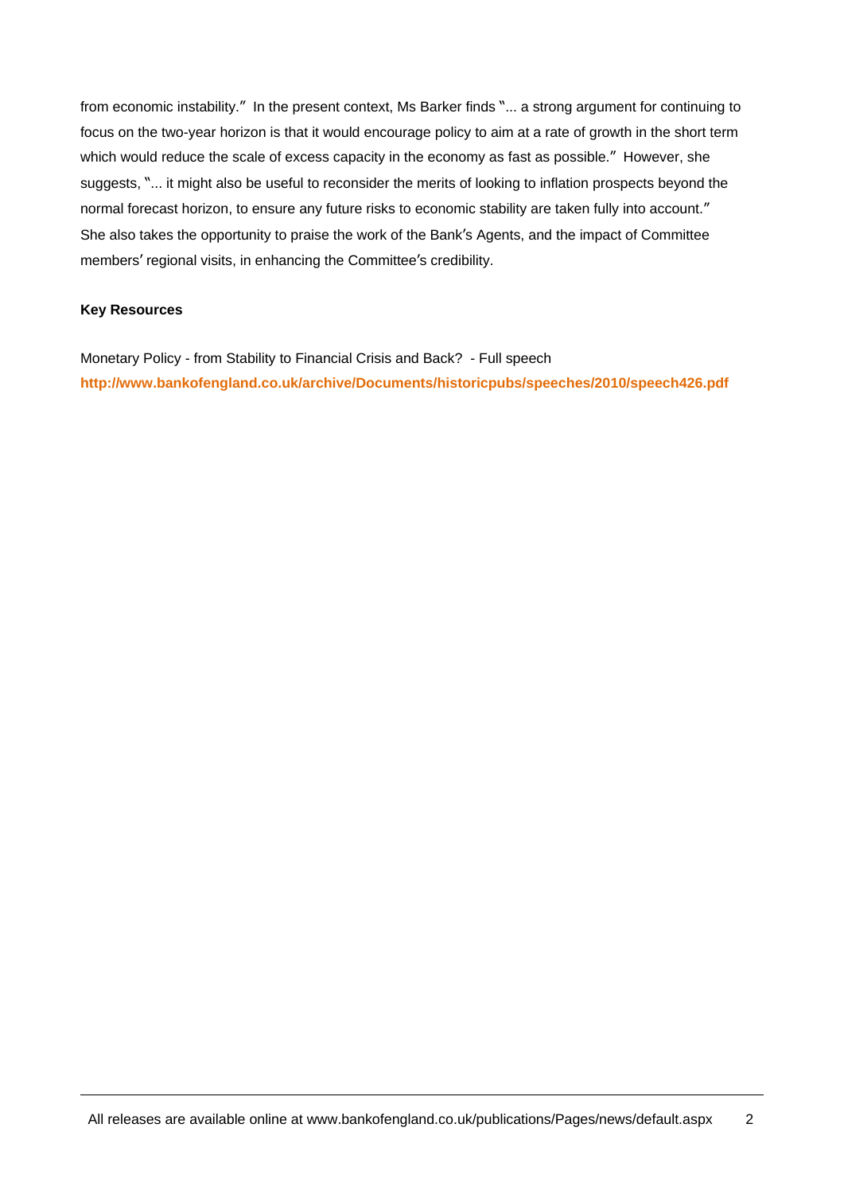from economic instability." In the present context, Ms Barker finds "... a strong argument for continuing to focus on the two-year horizon is that it would encourage policy to aim at a rate of growth in the short term which would reduce the scale of excess capacity in the economy as fast as possible." However, she suggests, "... it might also be useful to reconsider the merits of looking to inflation prospects beyond the normal forecast horizon, to ensure any future risks to economic stability are taken fully into account." She also takes the opportunity to praise the work of the Bank's Agents, and the impact of Committee members' regional visits, in enhancing the Committee's credibility.

**Key Resources**

Monetary Policy - from Stability to Financial Crisis and Back? - Full speech
**http://www.bankofengland.co.uk/archive/Documents/historicpubs/speeches/2010/speech426.pdf**

All releases are available online at www.bankofengland.co.uk/publications/Pages/news/default.aspx